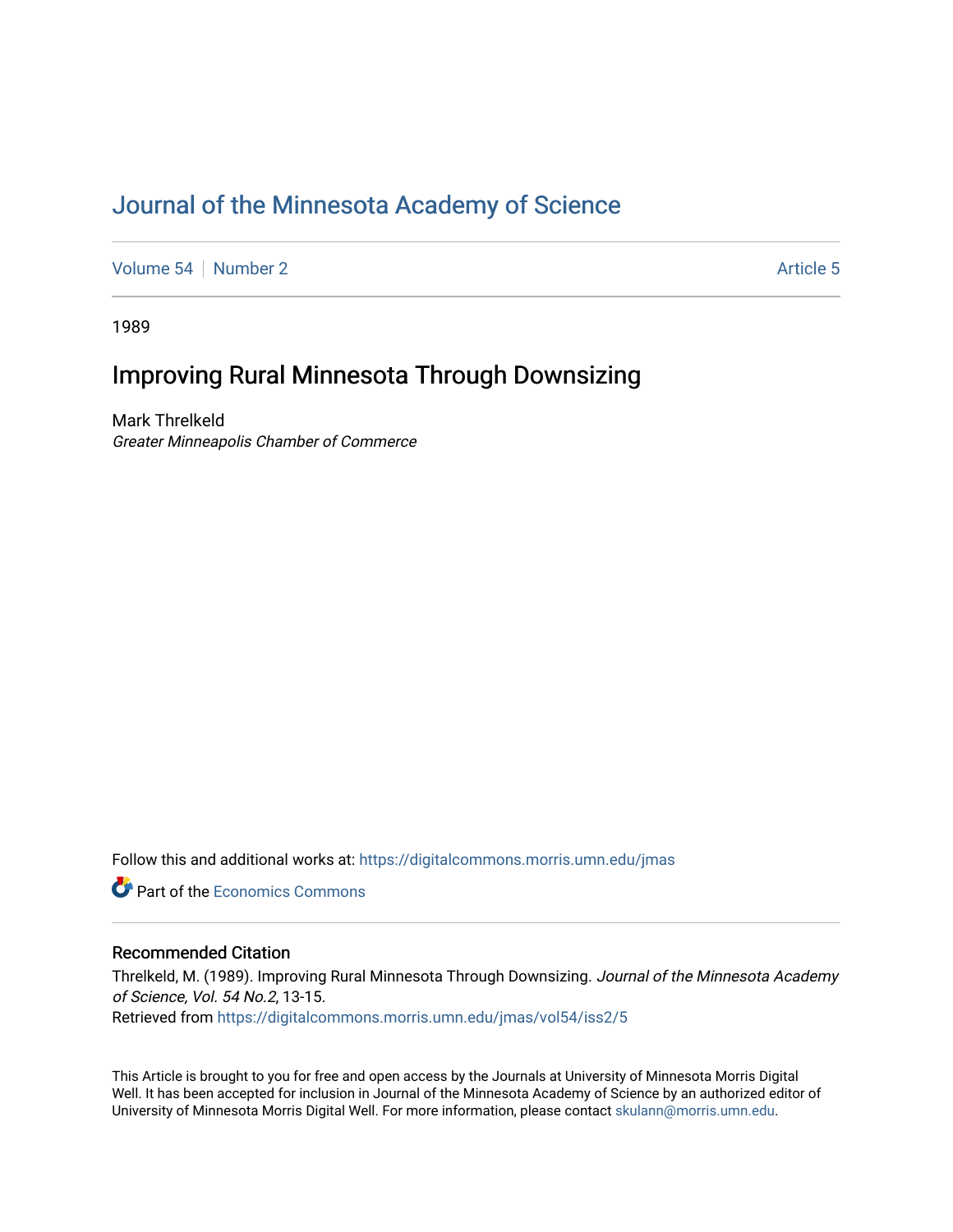# Journal of the Minnesota Academy of Science

Volume 54 | Number 2 | Article 5

1989

## Improving Rural Minnesota Through Downsizing

Mark Threlkeld
*Greater Minneapolis Chamber of Commerce*

Follow this and additional works at: https://digitalcommons.morris.umn.edu/jmas

Part of the Economics Commons

### Recommended Citation

Threlkeld, M. (1989). Improving Rural Minnesota Through Downsizing. *Journal of the Minnesota Academy of Science, Vol. 54 No.2*, 13-15.
Retrieved from https://digitalcommons.morris.umn.edu/jmas/vol54/iss2/5

This Article is brought to you for free and open access by the Journals at University of Minnesota Morris Digital Well. It has been accepted for inclusion in Journal of the Minnesota Academy of Science by an authorized editor of University of Minnesota Morris Digital Well. For more information, please contact skulann@morris.umn.edu.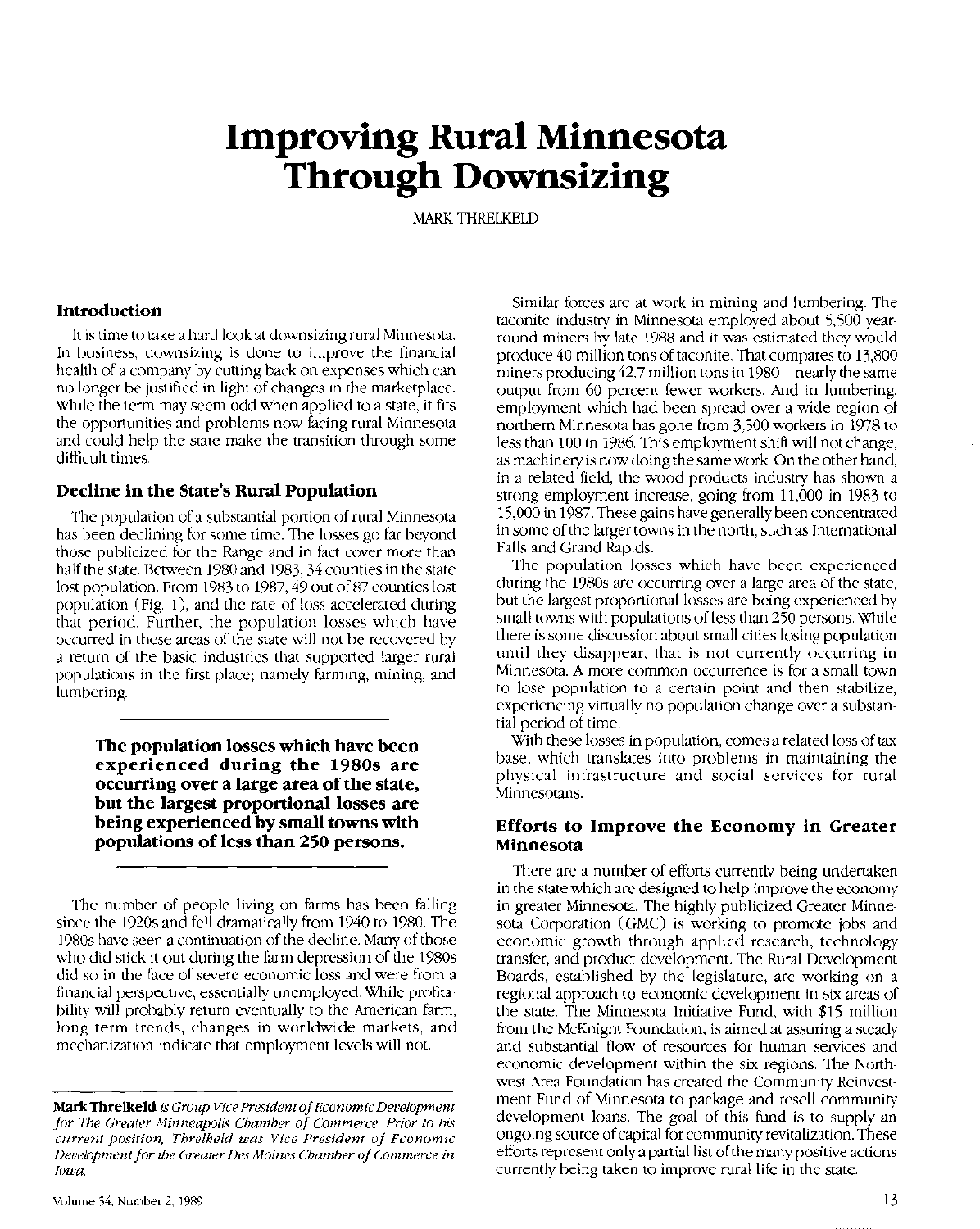# Improving Rural Minnesota Through Downsizing

MARK THRELKELD

## Introduction

It is time to take a hard look at downsizing rural Minnesota. In business, downsizing is done to improve the financial health of a company by cutting back on expenses which can no longer be justified in light of changes in the marketplace. While the term may seem odd when applied to a state, it fits the opportunities and problems now facing rural Minnesota and could help the state make the transition through some difficult times.

## Decline in the State's Rural Population

The population of a substantial portion of rural Minnesota has been declining for some time. The losses go far beyond those publicized for the Range and in fact cover more than half the state. Between 1980 and 1983, 34 counties in the state lost population. From 1983 to 1987, 49 out of 87 counties lost population (Fig. 1), and the rate of loss accelerated during that period. Further, the population losses which have occurred in these areas of the state will not be recovered by a return of the basic industries that supported larger rural populations in the first place; namely farming, mining, and lumbering.

> **The population losses which have been experienced during the 1980s are occurring over a large area of the state, but the largest proportional losses are being experienced by small towns with populations of less than 250 persons.**

The number of people living on farms has been falling since the 1920s and fell dramatically from 1940 to 1980. The 1980s have seen a continuation of the decline. Many of those who did stick it out during the farm depression of the 1980s did so in the face of severe economic loss and were from a financial perspective, essentially unemployed. While profitability will probably return eventually to the American farm, long term trends, changes in worldwide markets, and mechanization indicate that employment levels will not.

Similar forces are at work in mining and lumbering. The taconite industry in Minnesota employed about 5,500 year-round miners by late 1988 and it was estimated they would produce 40 million tons of taconite. That compares to 13,800 miners producing 42.7 million tons in 1980—nearly the same output from 60 percent fewer workers. And in lumbering, employment which had been spread over a wide region of northern Minnesota has gone from 3,500 workers in 1978 to less than 100 in 1986. This employment shift will not change, as machinery is now doing the same work. On the other hand, in a related field, the wood products industry has shown a strong employment increase, going from 11,000 in 1983 to 15,000 in 1987. These gains have generally been concentrated in some of the larger towns in the north, such as International Falls and Grand Rapids.

The population losses which have been experienced during the 1980s are occurring over a large area of the state, but the largest proportional losses are being experienced by small towns with populations of less than 250 persons. While there is some discussion about small cities losing population until they disappear, that is not currently occurring in Minnesota. A more common occurrence is for a small town to lose population to a certain point and then stabilize, experiencing virtually no population change over a substantial period of time.

With these losses in population, comes a related loss of tax base, which translates into problems in maintaining the physical infrastructure and social services for rural Minnesotans.

## Efforts to Improve the Economy in Greater Minnesota

There are a number of efforts currently being undertaken in the state which are designed to help improve the economy in greater Minnesota. The highly publicized Greater Minnesota Corporation (GMC) is working to promote jobs and economic growth through applied research, technology transfer, and product development. The Rural Development Boards, established by the legislature, are working on a regional approach to economic development in six areas of the state. The Minnesota Initiative Fund, with $15 million from the McKnight Foundation, is aimed at assuring a steady and substantial flow of resources for human services and economic development within the six regions. The Northwest Area Foundation has created the Community Reinvestment Fund of Minnesota to package and resell community development loans. The goal of this fund is to supply an ongoing source of capital for community revitalization. These efforts represent only a partial list of the many positive actions currently being taken to improve rural life in the state.

---

**Mark Threlkeld** *is Group Vice President of Economic Development for The Greater Minneapolis Chamber of Commerce. Prior to his current position, Threlkeld was Vice President of Economic Development for the Greater Des Moines Chamber of Commerce in Iowa.*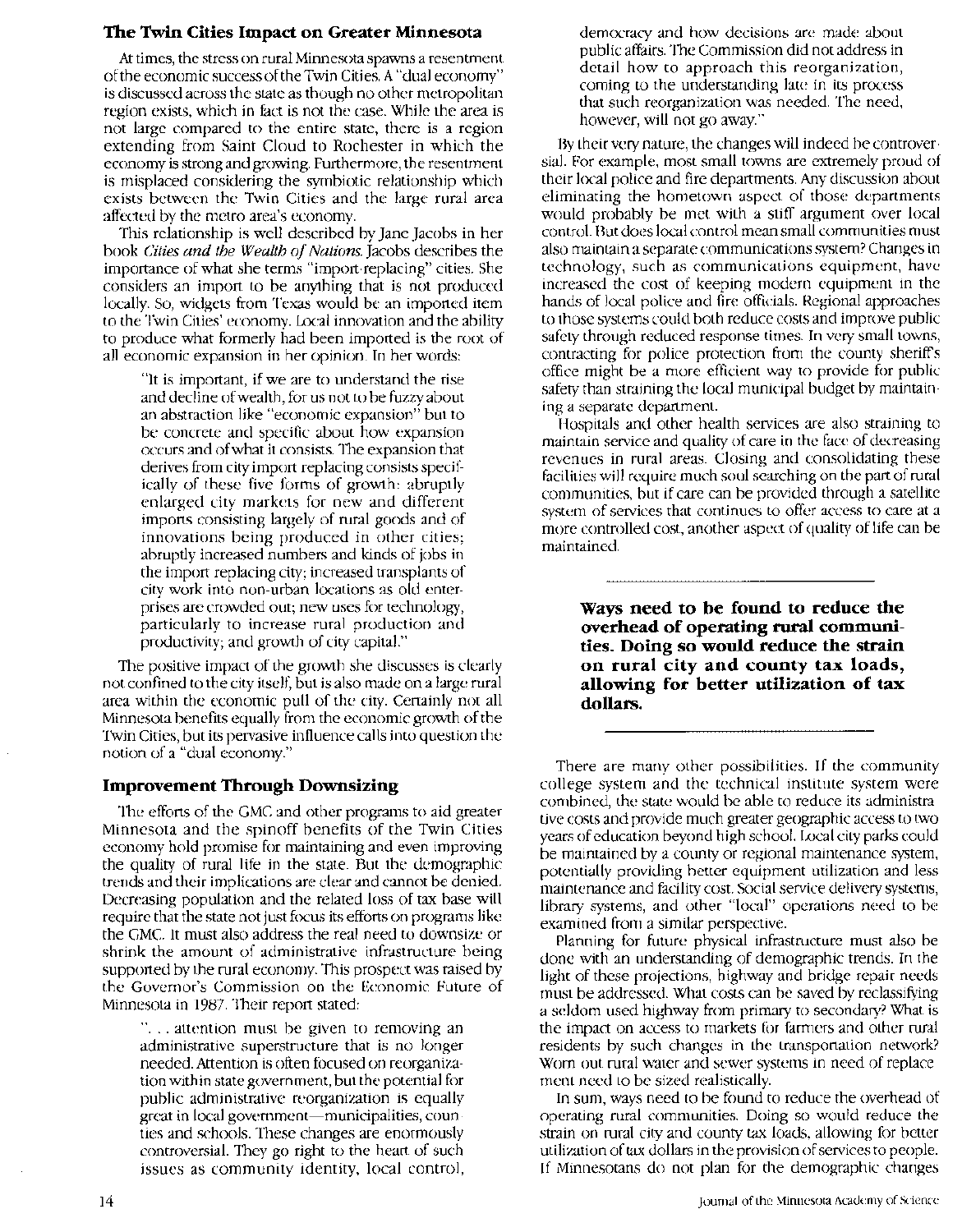## The Twin Cities Impact on Greater Minnesota

At times, the stress on rural Minnesota spawns a resentment of the economic success of the Twin Cities. A "dual economy" is discussed across the state as though no other metropolitan region exists, which in fact is not the case. While the area is not large compared to the entire state, there is a region extending from Saint Cloud to Rochester in which the economy is strong and growing. Furthermore, the resentment is misplaced considering the symbiotic relationship which exists between the Twin Cities and the large rural area affected by the metro area's economy.

This relationship is well described by Jane Jacobs in her book *Cities and the Wealth of Nations*. Jacobs describes the importance of what she terms "import-replacing" cities. She considers an import to be anything that is not produced locally. So, widgets from Texas would be an imported item to the Twin Cities' economy. Local innovation and the ability to produce what formerly had been imported is the root of all economic expansion in her opinion. In her words:

> "It is important, if we are to understand the rise and decline of wealth, for us not to be fuzzy about an abstraction like "economic expansion" but to be concrete and specific about how expansion occurs and of what it consists. The expansion that derives from city import replacing consists specifically of these five forms of growth: abruptly enlarged city markets for new and different imports consisting largely of rural goods and of innovations being produced in other cities; abruptly increased numbers and kinds of jobs in the import replacing city; increased transplants of city work into non-urban locations as old enterprises are crowded out; new uses for technology, particularly to increase rural production and productivity; and growth of city capital."

The positive impact of the growth she discusses is clearly not confined to the city itself, but is also made on a large rural area within the economic pull of the city. Certainly not all Minnesota benefits equally from the economic growth of the Twin Cities, but its pervasive influence calls into question the notion of a "dual economy."

## Improvement Through Downsizing

The efforts of the GMC and other programs to aid greater Minnesota and the spinoff benefits of the Twin Cities economy hold promise for maintaining and even improving the quality of rural life in the state. But the demographic trends and their implications are clear and cannot be denied. Decreasing population and the related loss of tax base will require that the state not just focus its efforts on programs like the GMC. It must also address the real need to downsize or shrink the amount of administrative infrastructure being supported by the rural economy. This prospect was raised by the Governor's Commission on the Economic Future of Minnesota in 1987. Their report stated:

> ". . . attention must be given to removing an administrative superstructure that is no longer needed. Attention is often focused on reorganization within state government, but the potential for public administrative reorganization is equally great in local government—municipalities, counties and schools. These changes are enormously controversial. They go right to the heart of such issues as community identity, local control, democracy and how decisions are made about public affairs. The Commission did not address in detail how to approach this reorganization, coming to the understanding late in its process that such reorganization was needed. The need, however, will not go away."

By their very nature, the changes will indeed be controversial. For example, most small towns are extremely proud of their local police and fire departments. Any discussion about eliminating the hometown aspect of those departments would probably be met with a stiff argument over local control. But does local control mean small communities must also maintain a separate communications system? Changes in technology, such as communications equipment, have increased the cost of keeping modern equipment in the hands of local police and fire officials. Regional approaches to those systems could both reduce costs and improve public safety through reduced response times. In very small towns, contracting for police protection from the county sheriff's office might be a more efficient way to provide for public safety than straining the local municipal budget by maintaining a separate department.

Hospitals and other health services are also straining to maintain service and quality of care in the face of decreasing revenues in rural areas. Closing and consolidating these facilities will require much soul searching on the part of rural communities, but if care can be provided through a satellite system of services that continues to offer access to care at a more controlled cost, another aspect of quality of life can be maintained.

> **Ways need to be found to reduce the overhead of operating rural communities. Doing so would reduce the strain on rural city and county tax loads, allowing for better utilization of tax dollars.**

There are many other possibilities. If the community college system and the technical institute system were combined, the state would be able to reduce its administrative costs and provide much greater geographic access to two years of education beyond high school. Local city parks could be maintained by a county or regional maintenance system, potentially providing better equipment utilization and less maintenance and facility cost. Social service delivery systems, library systems, and other "local" operations need to be examined from a similar perspective.

Planning for future physical infrastructure must also be done with an understanding of demographic trends. In the light of these projections, highway and bridge repair needs must be addressed. What costs can be saved by reclassifying a seldom used highway from primary to secondary? What is the impact on access to markets for farmers and other rural residents by such changes in the transportation network? Worn out rural water and sewer systems in need of replacement need to be sized realistically.

In sum, ways need to be found to reduce the overhead of operating rural communities. Doing so would reduce the strain on rural city and county tax loads, allowing for better utilization of tax dollars in the provision of services to people. If Minnesotans do not plan for the demographic changes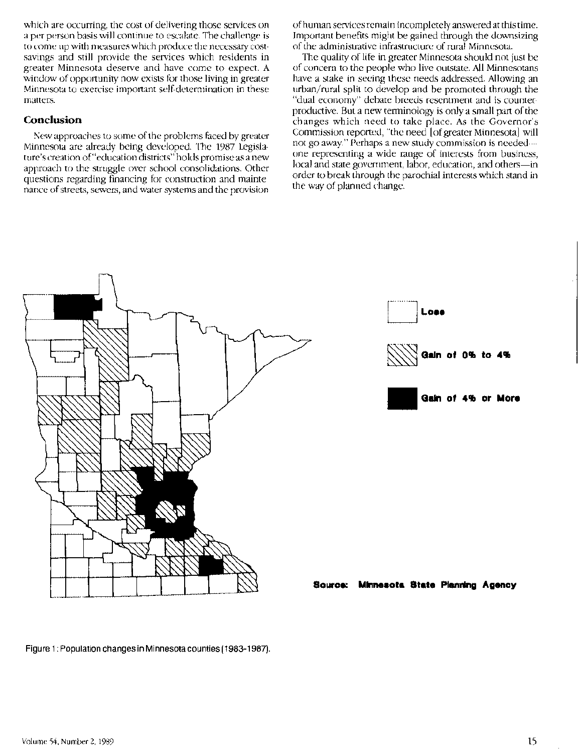which are occurring, the cost of delivering those services on a per person basis will continue to escalate. The challenge is to come up with measures which produce the necessary cost-savings and still provide the services which residents in greater Minnesota deserve and have come to expect. A window of opportunity now exists for those living in greater Minnesota to exercise important self-determination in these matters.

## Conclusion

New approaches to some of the problems faced by greater Minnesota are already being developed. The 1987 Legislature's creation of "education districts" holds promise as a new approach to the struggle over school consolidations. Other questions regarding financing for construction and maintenance of streets, sewers, and water systems and the provision of human services remain incompletely answered at this time. Important benefits might be gained through the downsizing of the administrative infrastructure of rural Minnesota.

The quality of life in greater Minnesota should not just be of concern to the people who live outstate. All Minnesotans have a stake in seeing these needs addressed. Allowing an urban/rural split to develop and be promoted through the "dual economy" debate breeds resentment and is counterproductive. But a new terminology is only a small part of the changes which need to take place. As the Governor's Commission reported, "the need [of greater Minnesota] will not go away." Perhaps a new study commission is needed—one representing a wide range of interests from business, local and state government, labor, education, and others—in order to break through the parochial interests which stand in the way of planned change.

Loss

Gain of 0% to 4%

Gain of 4% or More

Source: Minnesota State Planning Agency

Figure 1: Population changes in Minnesota counties (1983-1987).